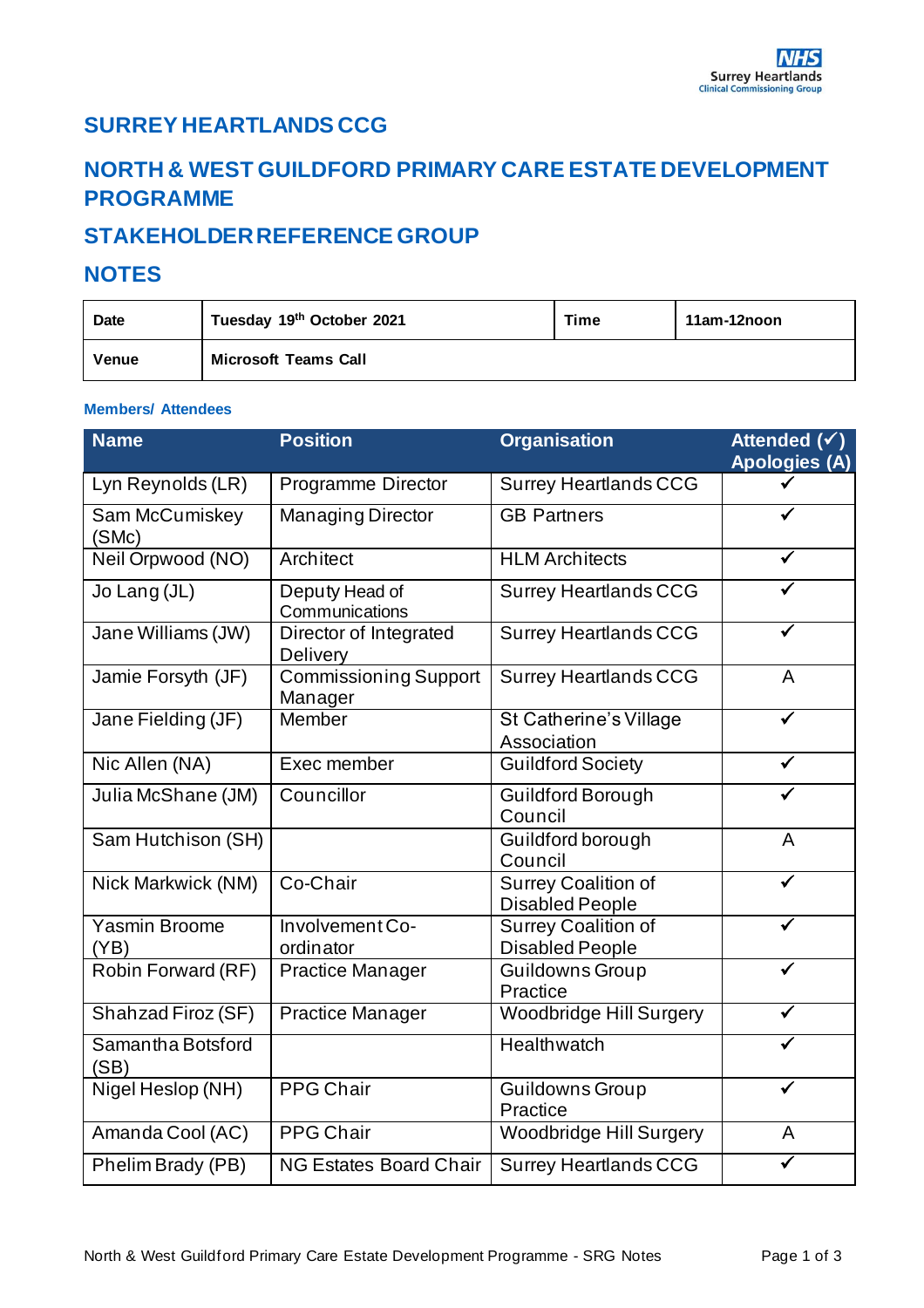# SURREY HEARTLANDS CCG

## NORTH & WEST GUILDFORD PRIMARY CARE ESTATE DEVELOPMENT PROGRAMME

## STAKEHOLDER REFERENCE GROUP

## NOTES

| Date | Tuesday 19th October 2021 | Time | 11am-12noon |
|---|---|---|---|
| Venue | Microsoft Teams Call | | |

**Members/ Attendees**

| Name | Position | Organisation | Attended (✓) Apologies (A) |
|---|---|---|---|
| Lyn Reynolds (LR) | Programme Director | Surrey Heartlands CCG | ✓ |
| Sam McCumiskey (SMc) | Managing Director | GB Partners | ✓ |
| Neil Orpwood (NO) | Architect | HLM Architects | ✓ |
| Jo Lang (JL) | Deputy Head of Communications | Surrey Heartlands CCG | ✓ |
| Jane Williams (JW) | Director of Integrated Delivery | Surrey Heartlands CCG | ✓ |
| Jamie Forsyth (JF) | Commissioning Support Manager | Surrey Heartlands CCG | A |
| Jane Fielding (JF) | Member | St Catherine's Village Association | ✓ |
| Nic Allen (NA) | Exec member | Guildford Society | ✓ |
| Julia McShane (JM) | Councillor | Guildford Borough Council | ✓ |
| Sam Hutchison (SH) | | Guildford borough Council | A |
| Nick Markwick (NM) | Co-Chair | Surrey Coalition of Disabled People | ✓ |
| Yasmin Broome (YB) | Involvement Co-ordinator | Surrey Coalition of Disabled People | ✓ |
| Robin Forward (RF) | Practice Manager | Guildowns Group Practice | ✓ |
| Shahzad Firoz (SF) | Practice Manager | Woodbridge Hill Surgery | ✓ |
| Samantha Botsford (SB) | | Healthwatch | ✓ |
| Nigel Heslop (NH) | PPG Chair | Guildowns Group Practice | ✓ |
| Amanda Cool (AC) | PPG Chair | Woodbridge Hill Surgery | A |
| Phelim Brady (PB) | NG Estates Board Chair | Surrey Heartlands CCG | ✓ |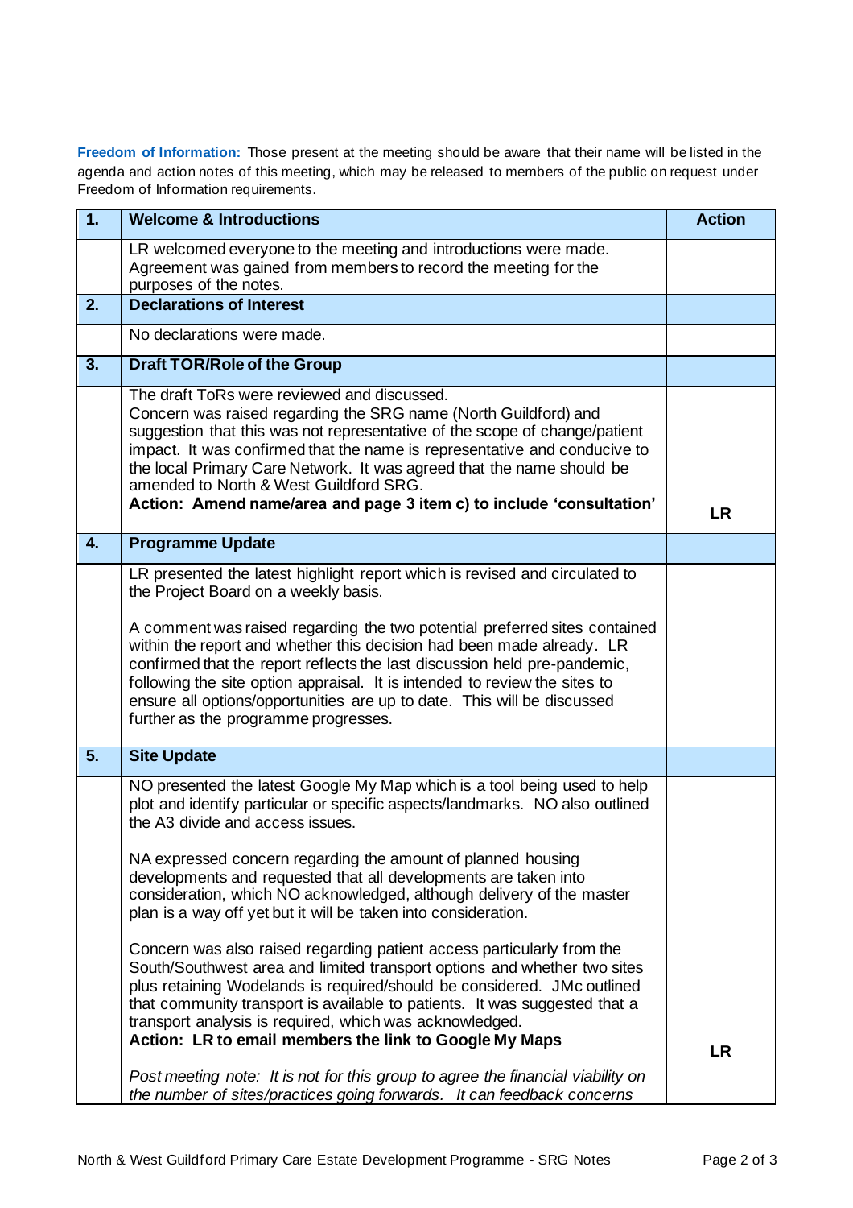**Freedom of Information:** Those present at the meeting should be aware that their name will be listed in the agenda and action notes of this meeting, which may be released to members of the public on request under Freedom of Information requirements.

| | | Action |
|---|---|---|
| **1.** | **Welcome & Introductions** | |
| | LR welcomed everyone to the meeting and introductions were made. Agreement was gained from members to record the meeting for the purposes of the notes. | |
| **2.** | **Declarations of Interest** | |
| | No declarations were made. | |
| **3.** | **Draft TOR/Role of the Group** | |
| | The draft ToRs were reviewed and discussed.<br>Concern was raised regarding the SRG name (North Guildford) and suggestion that this was not representative of the scope of change/patient impact. It was confirmed that the name is representative and conducive to the local Primary Care Network. It was agreed that the name should be amended to North & West Guildford SRG.<br>**Action: Amend name/area and page 3 item c) to include 'consultation'** | **LR** |
| **4.** | **Programme Update** | |
| | LR presented the latest highlight report which is revised and circulated to the Project Board on a weekly basis.<br><br>A comment was raised regarding the two potential preferred sites contained within the report and whether this decision had been made already. LR confirmed that the report reflects the last discussion held pre-pandemic, following the site option appraisal. It is intended to review the sites to ensure all options/opportunities are up to date. This will be discussed further as the programme progresses. | |
| **5.** | **Site Update** | |
| | NO presented the latest Google My Map which is a tool being used to help plot and identify particular or specific aspects/landmarks. NO also outlined the A3 divide and access issues.<br><br>NA expressed concern regarding the amount of planned housing developments and requested that all developments are taken into consideration, which NO acknowledged, although delivery of the master plan is a way off yet but it will be taken into consideration.<br><br>Concern was also raised regarding patient access particularly from the South/Southwest area and limited transport options and whether two sites plus retaining Wodelands is required/should be considered. JMc outlined that community transport is available to patients. It was suggested that a transport analysis is required, which was acknowledged.<br>**Action: LR to email members the link to Google My Maps**<br><br>*Post meeting note: It is not for this group to agree the financial viability on the number of sites/practices going forwards. It can feedback concerns* | **LR** |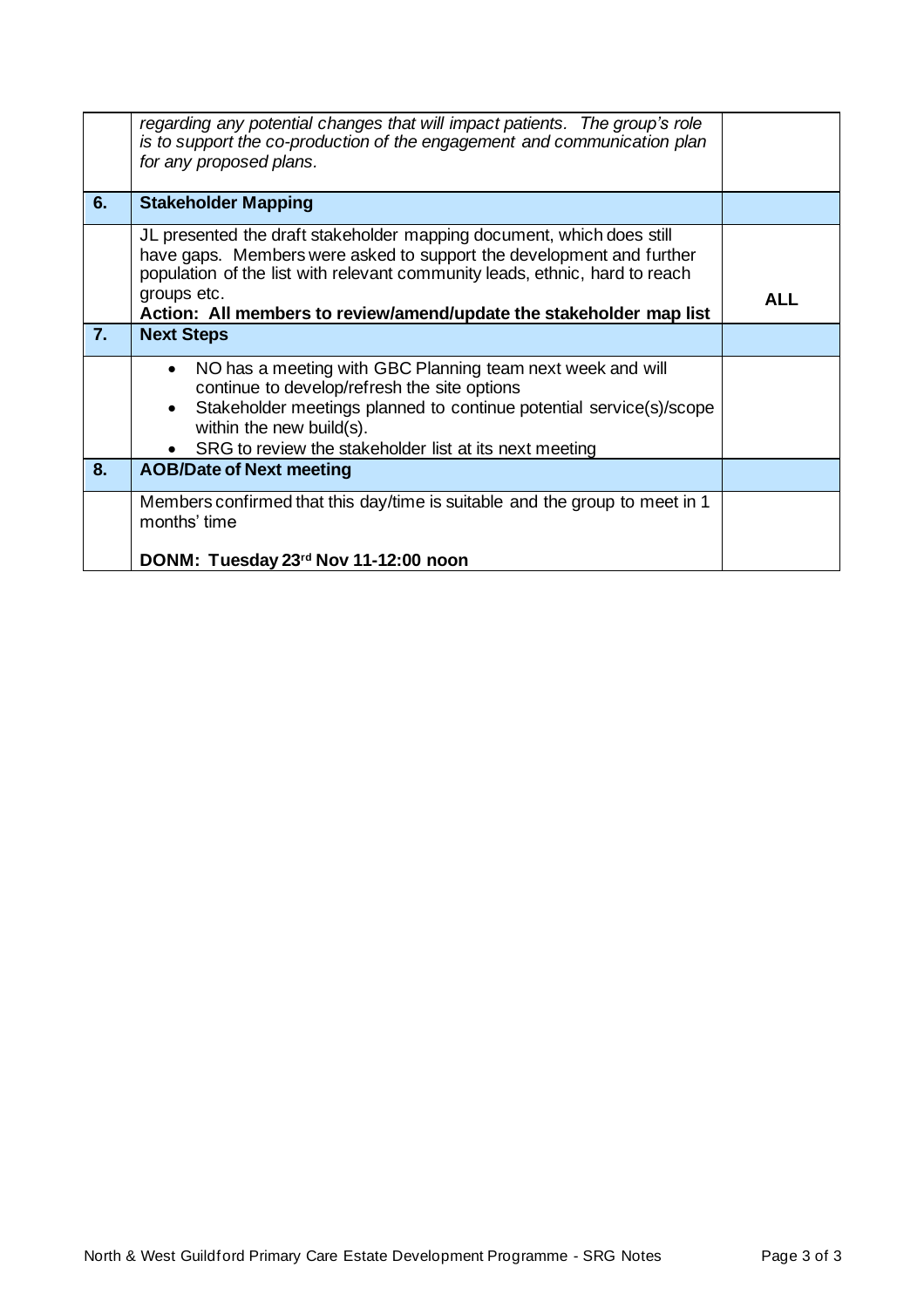| | | |
|---|---|---|
| | *regarding any potential changes that will impact patients. The group's role is to support the co-production of the engagement and communication plan for any proposed plans.* | |
| **6.** | **Stakeholder Mapping** | |
| | JL presented the draft stakeholder mapping document, which does still have gaps. Members were asked to support the development and further population of the list with relevant community leads, ethnic, hard to reach groups etc.<br>**Action: All members to review/amend/update the stakeholder map list** | **ALL** |
| **7.** | **Next Steps** | |
| | • NO has a meeting with GBC Planning team next week and will continue to develop/refresh the site options<br>• Stakeholder meetings planned to continue potential service(s)/scope within the new build(s).<br>• SRG to review the stakeholder list at its next meeting | |
| **8.** | **AOB/Date of Next meeting** | |
| | Members confirmed that this day/time is suitable and the group to meet in 1 months' time<br><br>**DONM: Tuesday 23rd Nov 11-12:00 noon** | |